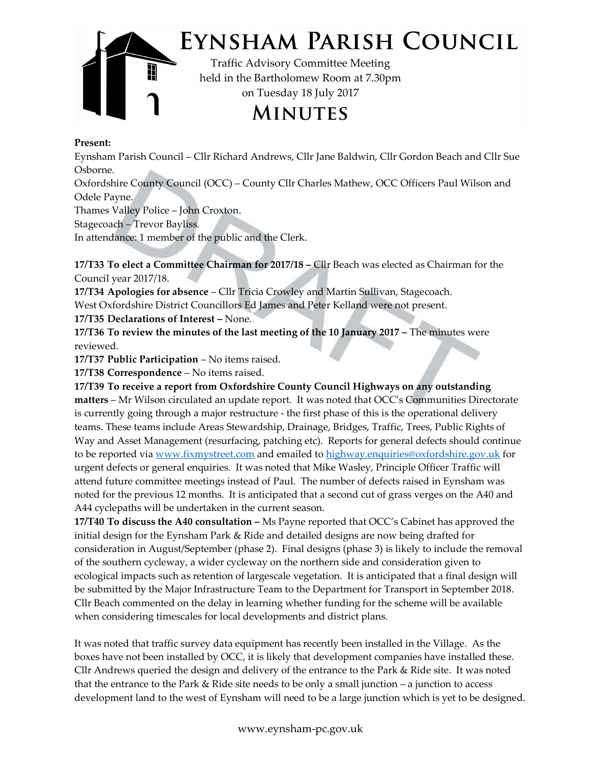# Eynsham Parish Council

Traffic Advisory Committee Meeting
held in the Bartholomew Room at 7.30pm
on Tuesday 18 July 2017

## Minutes

**Present:**

Eynsham Parish Council – Cllr Richard Andrews, Cllr Jane Baldwin, Cllr Gordon Beach and Cllr Sue Osborne.

Oxfordshire County Council (OCC) – County Cllr Charles Mathew, OCC Officers Paul Wilson and Odele Payne.

Thames Valley Police – John Croxton.

Stagecoach – Trevor Bayliss.

In attendance: 1 member of the public and the Clerk.

**17/T33 To elect a Committee Chairman for 2017/18 –** Cllr Beach was elected as Chairman for the Council year 2017/18.

**17/T34 Apologies for absence** – Cllr Tricia Crowley and Martin Sullivan, Stagecoach. West Oxfordshire District Councillors Ed James and Peter Kelland were not present.

**17/T35 Declarations of Interest –** None.

**17/T36 To review the minutes of the last meeting of the 10 January 2017 –** The minutes were reviewed.

**17/T37 Public Participation** – No items raised.

**17/T38 Correspondence** – No items raised.

**17/T39 To receive a report from Oxfordshire County Council Highways on any outstanding matters** – Mr Wilson circulated an update report. It was noted that OCC's Communities Directorate is currently going through a major restructure - the first phase of this is the operational delivery teams. These teams include Areas Stewardship, Drainage, Bridges, Traffic, Trees, Public Rights of Way and Asset Management (resurfacing, patching etc). Reports for general defects should continue to be reported via [www.fixmystreet.com](www.fixmystreet.com) and emailed to [highway.enquiries@oxfordshire.gov.uk](mailto:highway.enquiries@oxfordshire.gov.uk) for urgent defects or general enquiries. It was noted that Mike Wasley, Principle Officer Traffic will attend future committee meetings instead of Paul. The number of defects raised in Eynsham was noted for the previous 12 months. It is anticipated that a second cut of grass verges on the A40 and A44 cyclepaths will be undertaken in the current season.

**17/T40 To discuss the A40 consultation –** Ms Payne reported that OCC's Cabinet has approved the initial design for the Eynsham Park & Ride and detailed designs are now being drafted for consideration in August/September (phase 2). Final designs (phase 3) is likely to include the removal of the southern cycleway, a wider cycleway on the northern side and consideration given to ecological impacts such as retention of largescale vegetation. It is anticipated that a final design will be submitted by the Major Infrastructure Team to the Department for Transport in September 2018. Cllr Beach commented on the delay in learning whether funding for the scheme will be available when considering timescales for local developments and district plans.

It was noted that traffic survey data equipment has recently been installed in the Village. As the boxes have not been installed by OCC, it is likely that development companies have installed these. Cllr Andrews queried the design and delivery of the entrance to the Park & Ride site. It was noted that the entrance to the Park & Ride site needs to be only a small junction – a junction to access development land to the west of Eynsham will need to be a large junction which is yet to be designed.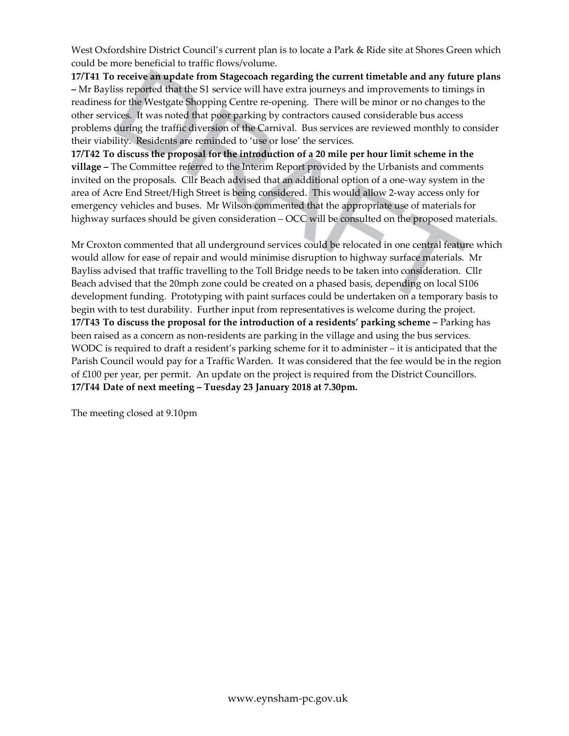West Oxfordshire District Council's current plan is to locate a Park & Ride site at Shores Green which could be more beneficial to traffic flows/volume.

**17/T41 To receive an update from Stagecoach regarding the current timetable and any future plans –** Mr Bayliss reported that the S1 service will have extra journeys and improvements to timings in readiness for the Westgate Shopping Centre re-opening. There will be minor or no changes to the other services. It was noted that poor parking by contractors caused considerable bus access problems during the traffic diversion of the Carnival. Bus services are reviewed monthly to consider their viability. Residents are reminded to 'use or lose' the services.

**17/T42 To discuss the proposal for the introduction of a 20 mile per hour limit scheme in the village –** The Committee referred to the Interim Report provided by the Urbanists and comments invited on the proposals. Cllr Beach advised that an additional option of a one-way system in the area of Acre End Street/High Street is being considered. This would allow 2-way access only for emergency vehicles and buses. Mr Wilson commented that the appropriate use of materials for highway surfaces should be given consideration – OCC will be consulted on the proposed materials.

Mr Croxton commented that all underground services could be relocated in one central feature which would allow for ease of repair and would minimise disruption to highway surface materials. Mr Bayliss advised that traffic travelling to the Toll Bridge needs to be taken into consideration. Cllr Beach advised that the 20mph zone could be created on a phased basis, depending on local S106 development funding. Prototyping with paint surfaces could be undertaken on a temporary basis to begin with to test durability. Further input from representatives is welcome during the project.

**17/T43 To discuss the proposal for the introduction of a residents' parking scheme –** Parking has been raised as a concern as non-residents are parking in the village and using the bus services. WODC is required to draft a resident's parking scheme for it to administer – it is anticipated that the Parish Council would pay for a Traffic Warden. It was considered that the fee would be in the region of £100 per year, per permit. An update on the project is required from the District Councillors.

**17/T44 Date of next meeting – Tuesday 23 January 2018 at 7.30pm.**

The meeting closed at 9.10pm

www.eynsham-pc.gov.uk